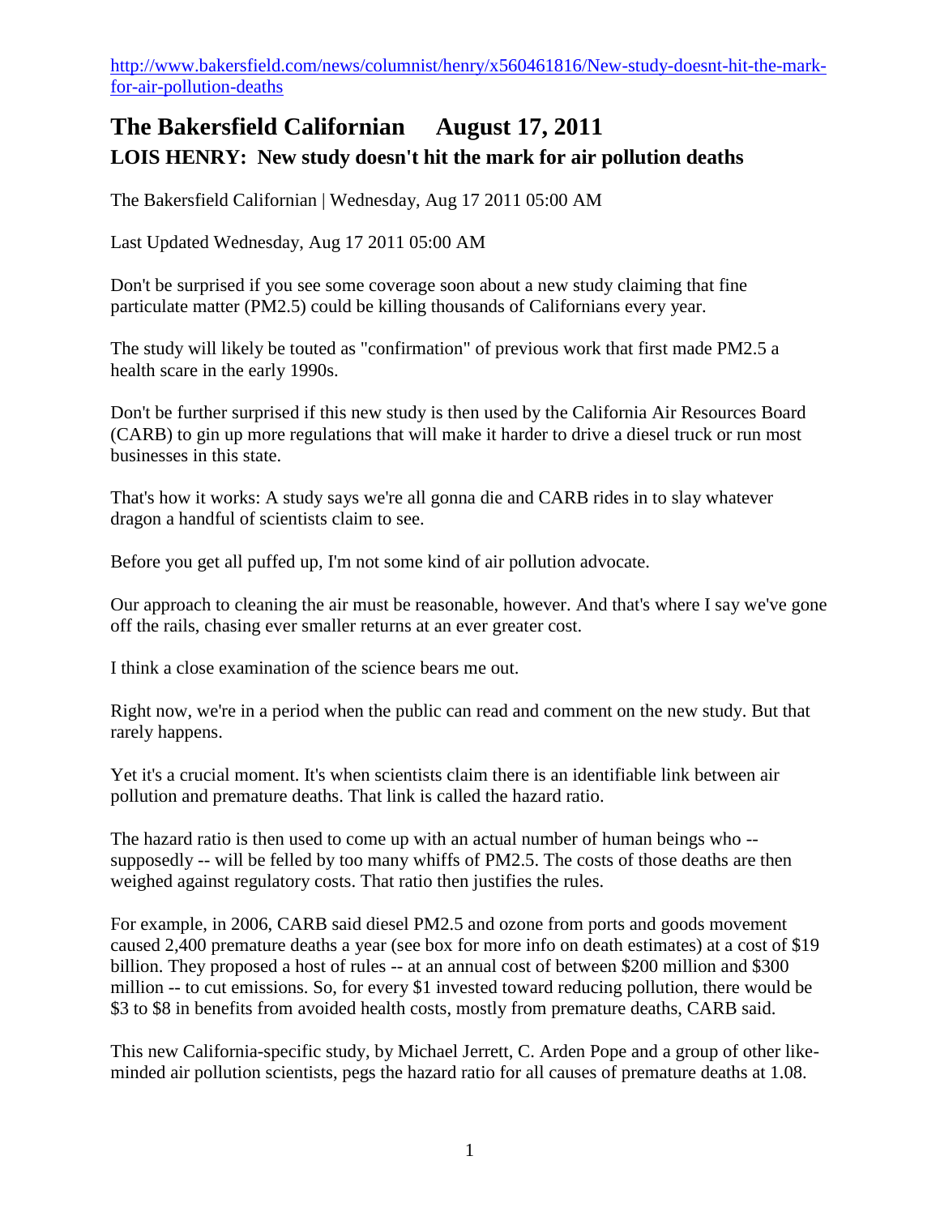http://www.bakersfield.com/news/columnist/henry/x560461816/New-study-doesnt-hit-the-mark-for-air-pollution-deaths

# The Bakersfield Californian August 17, 2011

## LOIS HENRY: New study doesn't hit the mark for air pollution deaths

The Bakersfield Californian | Wednesday, Aug 17 2011 05:00 AM

Last Updated Wednesday, Aug 17 2011 05:00 AM

Don't be surprised if you see some coverage soon about a new study claiming that fine particulate matter (PM2.5) could be killing thousands of Californians every year.

The study will likely be touted as "confirmation" of previous work that first made PM2.5 a health scare in the early 1990s.

Don't be further surprised if this new study is then used by the California Air Resources Board (CARB) to gin up more regulations that will make it harder to drive a diesel truck or run most businesses in this state.

That's how it works: A study says we're all gonna die and CARB rides in to slay whatever dragon a handful of scientists claim to see.

Before you get all puffed up, I'm not some kind of air pollution advocate.

Our approach to cleaning the air must be reasonable, however. And that's where I say we've gone off the rails, chasing ever smaller returns at an ever greater cost.

I think a close examination of the science bears me out.

Right now, we're in a period when the public can read and comment on the new study. But that rarely happens.

Yet it's a crucial moment. It's when scientists claim there is an identifiable link between air pollution and premature deaths. That link is called the hazard ratio.

The hazard ratio is then used to come up with an actual number of human beings who -- supposedly -- will be felled by too many whiffs of PM2.5. The costs of those deaths are then weighed against regulatory costs. That ratio then justifies the rules.

For example, in 2006, CARB said diesel PM2.5 and ozone from ports and goods movement caused 2,400 premature deaths a year (see box for more info on death estimates) at a cost of $19 billion. They proposed a host of rules -- at an annual cost of between $200 million and $300 million -- to cut emissions. So, for every $1 invested toward reducing pollution, there would be $3 to $8 in benefits from avoided health costs, mostly from premature deaths, CARB said.

This new California-specific study, by Michael Jerrett, C. Arden Pope and a group of other like-minded air pollution scientists, pegs the hazard ratio for all causes of premature deaths at 1.08.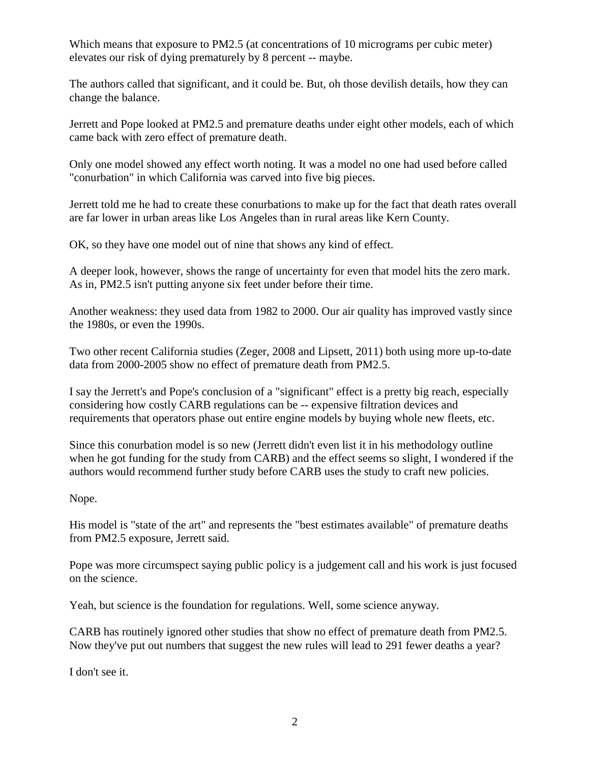Which means that exposure to PM2.5 (at concentrations of 10 micrograms per cubic meter) elevates our risk of dying prematurely by 8 percent -- maybe.

The authors called that significant, and it could be. But, oh those devilish details, how they can change the balance.

Jerrett and Pope looked at PM2.5 and premature deaths under eight other models, each of which came back with zero effect of premature death.

Only one model showed any effect worth noting. It was a model no one had used before called "conurbation" in which California was carved into five big pieces.

Jerrett told me he had to create these conurbations to make up for the fact that death rates overall are far lower in urban areas like Los Angeles than in rural areas like Kern County.

OK, so they have one model out of nine that shows any kind of effect.

A deeper look, however, shows the range of uncertainty for even that model hits the zero mark. As in, PM2.5 isn't putting anyone six feet under before their time.

Another weakness: they used data from 1982 to 2000. Our air quality has improved vastly since the 1980s, or even the 1990s.

Two other recent California studies (Zeger, 2008 and Lipsett, 2011) both using more up-to-date data from 2000-2005 show no effect of premature death from PM2.5.

I say the Jerrett's and Pope's conclusion of a "significant" effect is a pretty big reach, especially considering how costly CARB regulations can be -- expensive filtration devices and requirements that operators phase out entire engine models by buying whole new fleets, etc.

Since this conurbation model is so new (Jerrett didn't even list it in his methodology outline when he got funding for the study from CARB) and the effect seems so slight, I wondered if the authors would recommend further study before CARB uses the study to craft new policies.

Nope.

His model is "state of the art" and represents the "best estimates available" of premature deaths from PM2.5 exposure, Jerrett said.

Pope was more circumspect saying public policy is a judgement call and his work is just focused on the science.

Yeah, but science is the foundation for regulations. Well, some science anyway.

CARB has routinely ignored other studies that show no effect of premature death from PM2.5. Now they've put out numbers that suggest the new rules will lead to 291 fewer deaths a year?

I don't see it.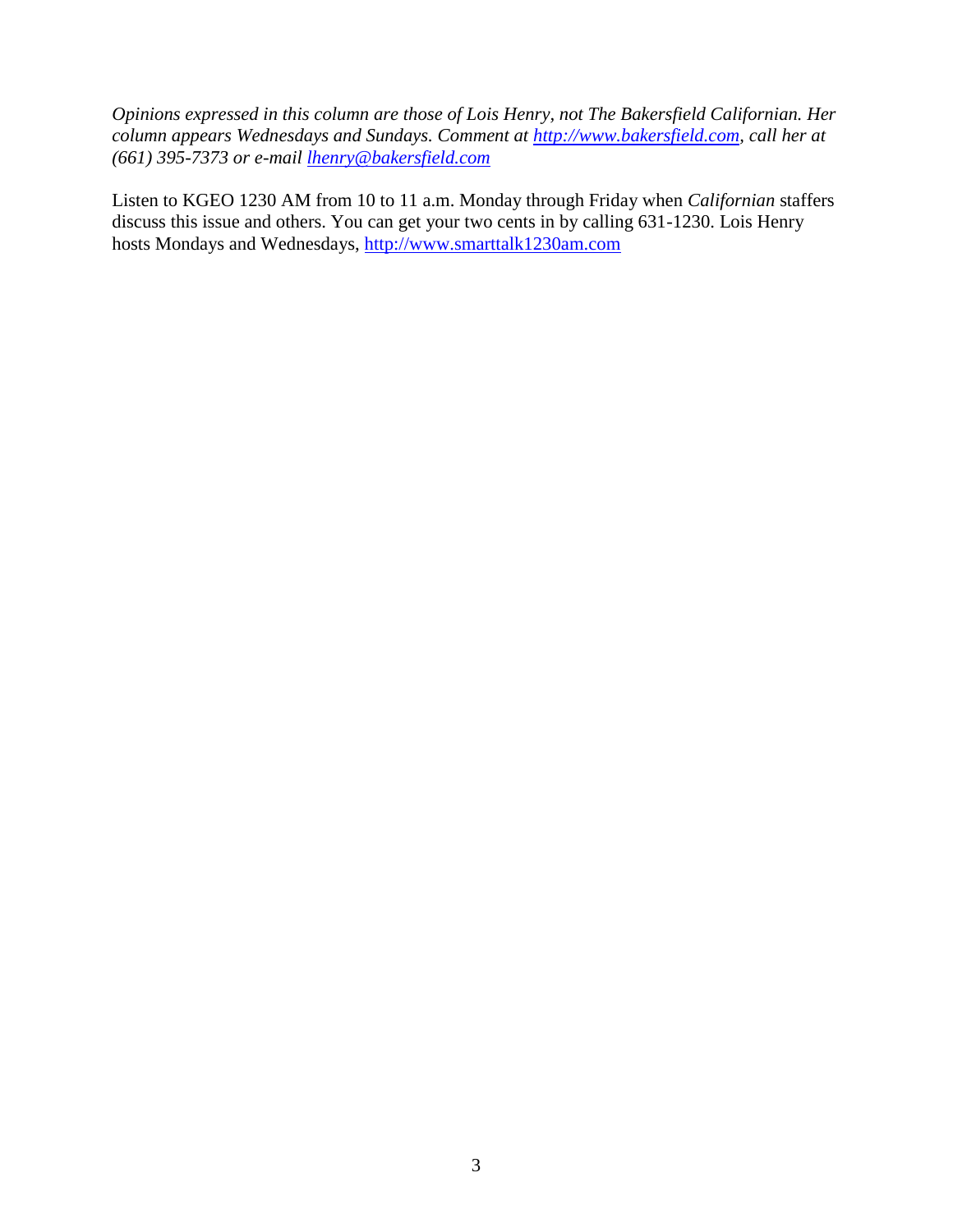*Opinions expressed in this column are those of Lois Henry, not The Bakersfield Californian. Her column appears Wednesdays and Sundays. Comment at [http://www.bakersfield.com](http://www.bakersfield.com), call her at (661) 395-7373 or e-mail [lhenry@bakersfield.com](mailto:lhenry@bakersfield.com)*

Listen to KGEO 1230 AM from 10 to 11 a.m. Monday through Friday when *Californian* staffers discuss this issue and others. You can get your two cents in by calling 631-1230. Lois Henry hosts Mondays and Wednesdays, [http://www.smarttalk1230am.com](http://www.smarttalk1230am.com)